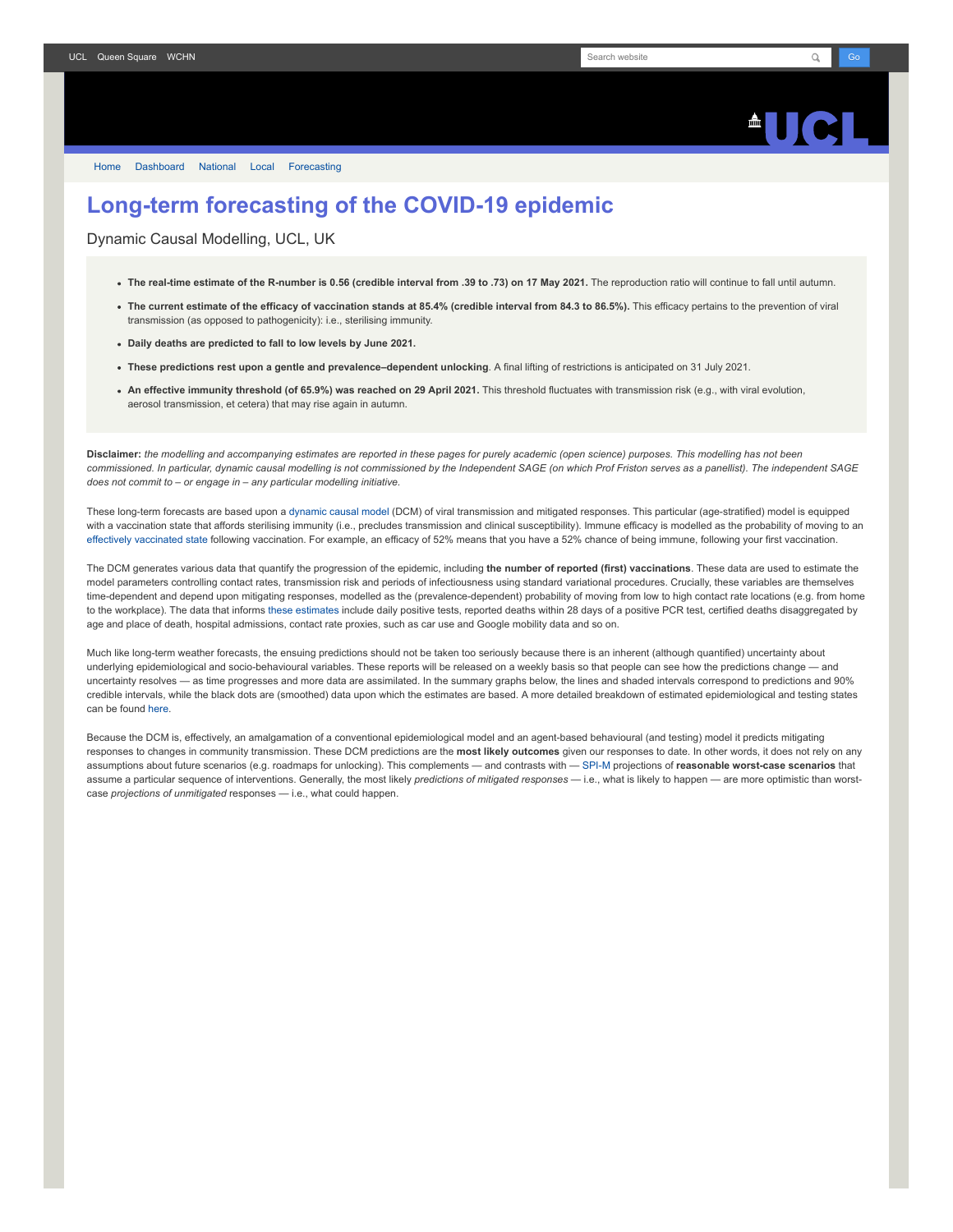# Long-term forecasting of the COVID-19 epidemic

Dynamic Causal Modelling, UCL, UK

- **The real-time estimate of the R-number is 0.56 (credible interval from .39 to .73) on 17 May 2021.** The reproduction ratio will continue to fall until autumn.
- **The current estimate of the efficacy of vaccination stands at 85.4% (credible interval from 84.3 to 86.5%).** This efficacy pertains to the prevention of viral transmission (as opposed to pathogenicity): i.e., sterilising immunity.
- **Daily deaths are predicted to fall to low levels by June 2021.**
- **These predictions rest upon a gentle and prevalence–dependent unlocking**. A final lifting of restrictions is anticipated on 31 July 2021.
- **An effective immunity threshold (of 65.9%) was reached on 29 April 2021.** This threshold fluctuates with transmission risk (e.g., with viral evolution, aerosol transmission, et cetera) that may rise again in autumn.

**Disclaimer:** *the modelling and accompanying estimates are reported in these pages for purely academic (open science) purposes. This modelling has not been commissioned. In particular, dynamic causal modelling is not commissioned by the Independent SAGE (on which Prof Friston serves as a panellist). The independent SAGE does not commit to – or engage in – any particular modelling initiative.*

These long-term forecasts are based upon a dynamic causal model (DCM) of viral transmission and mitigated responses. This particular (age-stratified) model is equipped with a vaccination state that affords sterilising immunity (i.e., precludes transmission and clinical susceptibility). Immune efficacy is modelled as the probability of moving to an effectively vaccinated state following vaccination. For example, an efficacy of 52% means that you have a 52% chance of being immune, following your first vaccination.

The DCM generates various data that quantify the progression of the epidemic, including **the number of reported (first) vaccinations**. These data are used to estimate the model parameters controlling contact rates, transmission risk and periods of infectiousness using standard variational procedures. Crucially, these variables are themselves time-dependent and depend upon mitigating responses, modelled as the (prevalence-dependent) probability of moving from low to high contact rate locations (e.g. from home to the workplace). The data that informs these estimates include daily positive tests, reported deaths within 28 days of a positive PCR test, certified deaths disaggregated by age and place of death, hospital admissions, contact rate proxies, such as car use and Google mobility data and so on.

Much like long-term weather forecasts, the ensuing predictions should not be taken too seriously because there is an inherent (although quantified) uncertainty about underlying epidemiological and socio-behavioural variables. These reports will be released on a weekly basis so that people can see how the predictions change — and uncertainty resolves — as time progresses and more data are assimilated. In the summary graphs below, the lines and shaded intervals correspond to predictions and 90% credible intervals, while the black dots are (smoothed) data upon which the estimates are based. A more detailed breakdown of estimated epidemiological and testing states can be found here.

Because the DCM is, effectively, an amalgamation of a conventional epidemiological model and an agent-based behavioural (and testing) model it predicts mitigating responses to changes in community transmission. These DCM predictions are the **most likely outcomes** given our responses to date. In other words, it does not rely on any assumptions about future scenarios (e.g. roadmaps for unlocking). This complements — and contrasts with — SPI-M projections of **reasonable worst-case scenarios** that assume a particular sequence of interventions. Generally, the most likely *predictions of mitigated responses* — i.e., what is likely to happen — are more optimistic than worst-case *projections of unmitigated* responses — i.e., what could happen.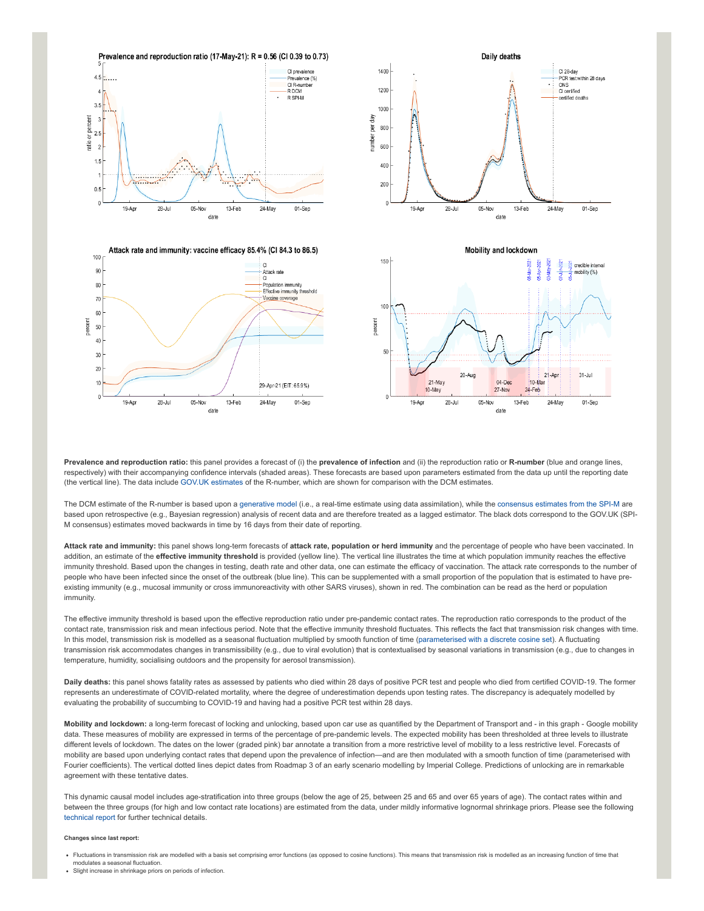**Prevalence and reproduction ratio:** this panel provides a forecast of (i) the **prevalence of infection** and (ii) the reproduction ratio or **R-number** (blue and orange lines, respectively) with their accompanying confidence intervals (shaded areas). These forecasts are based upon parameters estimated from the data up until the reporting date (the vertical line). The data include GOV.UK estimates of the R-number, which are shown for comparison with the DCM estimates.

The DCM estimate of the R-number is based upon a generative model (i.e., a real-time estimate using data assimilation), while the consensus estimates from the SPI-M are based upon retrospective (e.g., Bayesian regression) analysis of recent data and are therefore treated as a lagged estimator. The black dots correspond to the GOV.UK (SPI-M consensus) estimates moved backwards in time by 16 days from their date of reporting.

**Attack rate and immunity:** this panel shows long-term forecasts of **attack rate, population or herd immunity** and the percentage of people who have been vaccinated. In addition, an estimate of the **effective immunity threshold** is provided (yellow line). The vertical line illustrates the time at which population immunity reaches the effective immunity threshold. Based upon the changes in testing, death rate and other data, one can estimate the efficacy of vaccination. The attack rate corresponds to the number of people who have been infected since the onset of the outbreak (blue line). This can be supplemented with a small proportion of the population that is estimated to have pre-existing immunity (e.g., mucosal immunity or cross immunoreactivity with other SARS viruses), shown in red. The combination can be read as the herd or population immunity.

The effective immunity threshold is based upon the effective reproduction ratio under pre-pandemic contact rates. The reproduction ratio corresponds to the product of the contact rate, transmission risk and mean infectious period. Note that the effective immunity threshold fluctuates. This reflects the fact that transmission risk changes with time. In this model, transmission risk is modelled as a seasonal fluctuation multiplied by smooth function of time (parameterised with a discrete cosine set). A fluctuating transmission risk accommodates changes in transmissibility (e.g., due to viral evolution) that is contextualised by seasonal variations in transmission (e.g., due to changes in temperature, humidity, socialising outdoors and the propensity for aerosol transmission).

**Daily deaths:** this panel shows fatality rates as assessed by patients who died within 28 days of positive PCR test and people who died from certified COVID-19. The former represents an underestimate of COVID-related mortality, where the degree of underestimation depends upon testing rates. The discrepancy is adequately modelled by evaluating the probability of succumbing to COVID-19 and having had a positive PCR test within 28 days.

**Mobility and lockdown:** a long-term forecast of locking and unlocking, based upon car use as quantified by the Department of Transport and - in this graph - Google mobility data. These measures of mobility are expressed in terms of the percentage of pre-pandemic levels. The expected mobility has been thresholded at three levels to illustrate different levels of lockdown. The dates on the lower (graded pink) bar annotate a transition from a more restrictive level of mobility to a less restrictive level. Forecasts of mobility are based upon underlying contact rates that depend upon the prevalence of infection—and are then modulated with a smooth function of time (parameterised with Fourier coefficients). The vertical dotted lines depict dates from Roadmap 3 of an early scenario modelling by Imperial College. Predictions of unlocking are in remarkable agreement with these tentative dates.

This dynamic causal model includes age-stratification into three groups (below the age of 25, between 25 and 65 and over 65 years of age). The contact rates within and between the three groups (for high and low contact rate locations) are estimated from the data, under mildly informative lognormal shrinkage priors. Please see the following technical report for further technical details.

**Changes since last report:**

- Fluctuations in transmission risk are modelled with a basis set comprising error functions (as opposed to cosine functions). This means that transmission risk is modelled as an increasing function of time that modulates a seasonal fluctuation.
- Slight increase in shrinkage priors on periods of infection.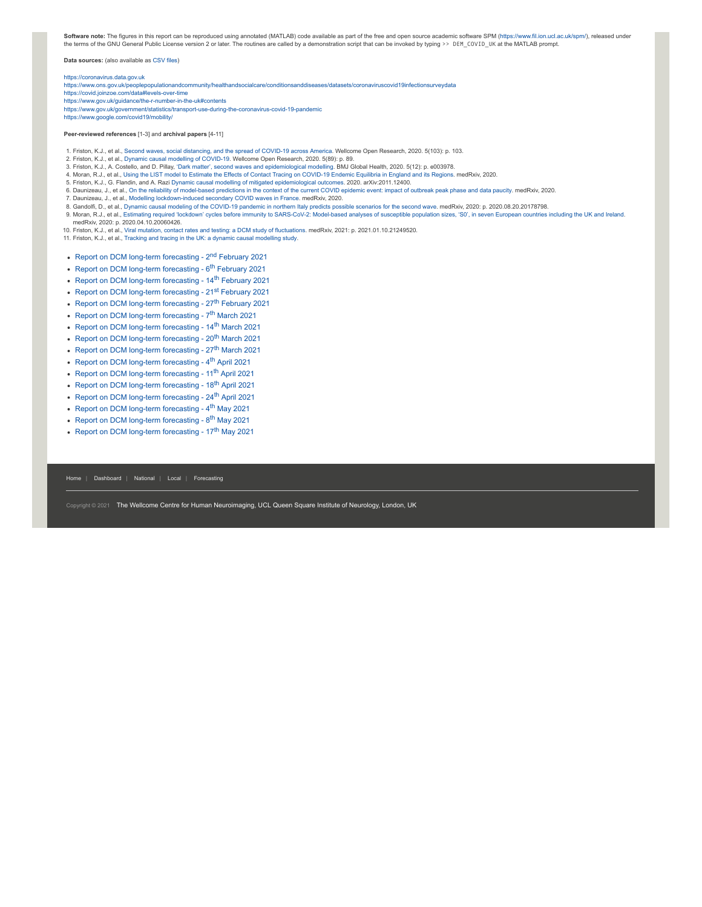**Software note:** The figures in this report can be reproduced using annotated (MATLAB) code available as part of the free and open source academic software SPM (https://www.fil.ion.ucl.ac.uk/spm/), released under the terms of the GNU General Public License version 2 or later. The routines are called by a demonstration script that can be invoked by typing `>> DEM_COVID_UK` at the MATLAB prompt.

**Data sources:** (also available as CSV files)

https://coronavirus.data.gov.uk
https://www.ons.gov.uk/peoplepopulationandcommunity/healthandsocialcare/conditionsanddiseases/datasets/coronaviruscovid19infectionsurveydata
https://covid.joinzoe.com/data#levels-over-time
https://www.gov.uk/guidance/the-r-number-in-the-uk#contents
https://www.gov.uk/government/statistics/transport-use-during-the-coronavirus-covid-19-pandemic
https://www.google.com/covid19/mobility/

**Peer-reviewed references** [1-3] and **archival papers** [4-11]

1. Friston, K.J., et al., Second waves, social distancing, and the spread of COVID-19 across America. Wellcome Open Research, 2020. 5(103): p. 103.
2. Friston, K.J., et al., Dynamic causal modelling of COVID-19. Wellcome Open Research, 2020. 5(89): p. 89.
3. Friston, K.J., A. Costello, and D. Pillay, 'Dark matter', second waves and epidemiological modelling. BMJ Global Health, 2020. 5(12): p. e003978.
4. Moran, R.J., et al., Using the LIST model to Estimate the Effects of Contact Tracing on COVID-19 Endemic Equilibria in England and its Regions. medRxiv, 2020.
5. Friston, K.J., G. Flandin, and A. Razi Dynamic causal modelling of mitigated epidemiological outcomes. 2020. arXiv:2011.12400.
6. Daunizeau, J., et al., On the reliability of model-based predictions in the context of the current COVID epidemic event: impact of outbreak peak phase and data paucity. medRxiv, 2020.
7. Daunizeau, J., et al., Modelling lockdown-induced secondary COVID waves in France. medRxiv, 2020.
8. Gandolfi, D., et al., Dynamic causal modeling of the COVID-19 pandemic in northern Italy predicts possible scenarios for the second wave. medRxiv, 2020: p. 2020.08.20.20178798.
9. Moran, R.J., et al., Estimating required 'lockdown' cycles before immunity to SARS-CoV-2: Model-based analyses of susceptible population sizes, 'S0', in seven European countries including the UK and Ireland. medRxiv, 2020: p. 2020.04.10.20060426.
10. Friston, K.J., et al., Viral mutation, contact rates and testing: a DCM study of fluctuations. medRxiv, 2021: p. 2021.01.10.21249520.
11. Friston, K.J., et al., Tracking and tracing in the UK: a dynamic causal modelling study.

- Report on DCM long-term forecasting - 2nd February 2021
- Report on DCM long-term forecasting - 6th February 2021
- Report on DCM long-term forecasting - 14th February 2021
- Report on DCM long-term forecasting - 21st February 2021
- Report on DCM long-term forecasting - 27th February 2021
- Report on DCM long-term forecasting - 7th March 2021
- Report on DCM long-term forecasting - 14th March 2021
- Report on DCM long-term forecasting - 20th March 2021
- Report on DCM long-term forecasting - 27th March 2021
- Report on DCM long-term forecasting - 4th April 2021
- Report on DCM long-term forecasting - 11th April 2021
- Report on DCM long-term forecasting - 18th April 2021
- Report on DCM long-term forecasting - 24th April 2021
- Report on DCM long-term forecasting - 4th May 2021
- Report on DCM long-term forecasting - 8th May 2021
- Report on DCM long-term forecasting - 17th May 2021

Home | Dashboard | National | Local | Forecasting

Copyright © 2021 The Wellcome Centre for Human Neuroimaging, UCL Queen Square Institute of Neurology, London, UK